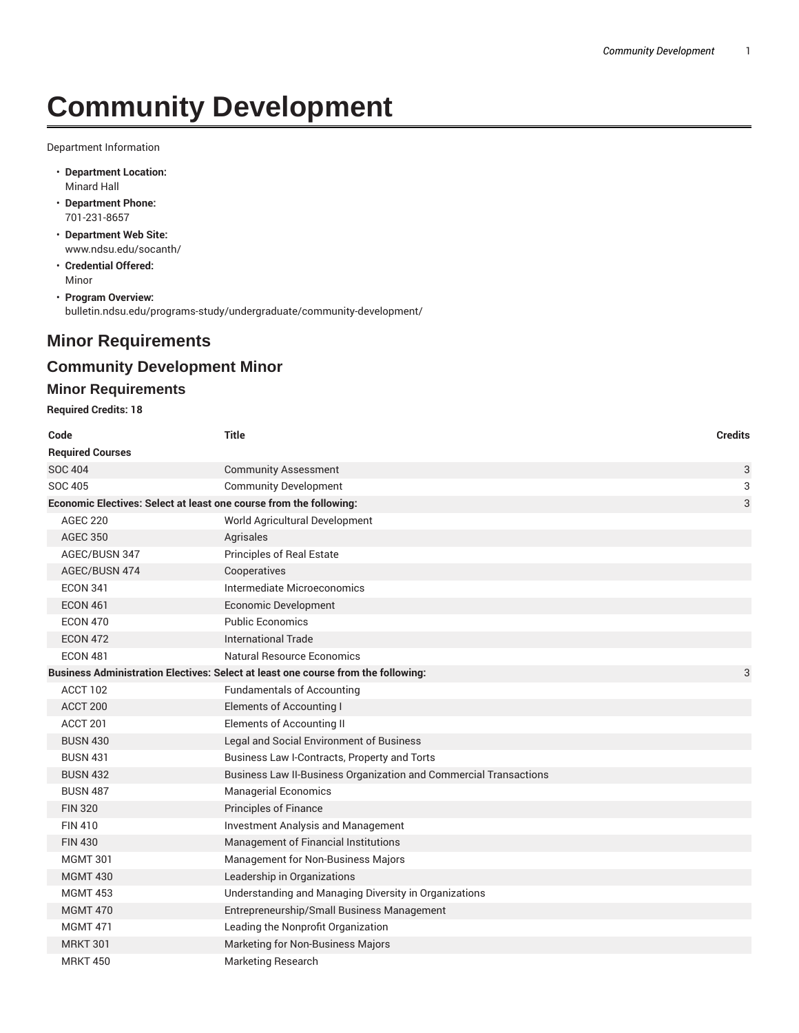# Community Development

Department Information

- **Department Location:**
  Minard Hall
- **Department Phone:**
  701-231-8657
- **Department Web Site:**
  www.ndsu.edu/socanth/
- **Credential Offered:**
  Minor
- **Program Overview:**
  bulletin.ndsu.edu/programs-study/undergraduate/community-development/

## Minor Requirements

### Community Development Minor

### Minor Requirements

**Required Credits: 18**

| Code | Title | Credits |
|---|---|---|
| **Required Courses** | | |
| SOC 404 | Community Assessment | 3 |
| SOC 405 | Community Development | 3 |
| **Economic Electives: Select at least one course from the following:** | | 3 |
| AGEC 220 | World Agricultural Development | |
| AGEC 350 | Agrisales | |
| AGEC/BUSN 347 | Principles of Real Estate | |
| AGEC/BUSN 474 | Cooperatives | |
| ECON 341 | Intermediate Microeconomics | |
| ECON 461 | Economic Development | |
| ECON 470 | Public Economics | |
| ECON 472 | International Trade | |
| ECON 481 | Natural Resource Economics | |
| **Business Administration Electives: Select at least one course from the following:** | | 3 |
| ACCT 102 | Fundamentals of Accounting | |
| ACCT 200 | Elements of Accounting I | |
| ACCT 201 | Elements of Accounting II | |
| BUSN 430 | Legal and Social Environment of Business | |
| BUSN 431 | Business Law I-Contracts, Property and Torts | |
| BUSN 432 | Business Law II-Business Organization and Commercial Transactions | |
| BUSN 487 | Managerial Economics | |
| FIN 320 | Principles of Finance | |
| FIN 410 | Investment Analysis and Management | |
| FIN 430 | Management of Financial Institutions | |
| MGMT 301 | Management for Non-Business Majors | |
| MGMT 430 | Leadership in Organizations | |
| MGMT 453 | Understanding and Managing Diversity in Organizations | |
| MGMT 470 | Entrepreneurship/Small Business Management | |
| MGMT 471 | Leading the Nonprofit Organization | |
| MRKT 301 | Marketing for Non-Business Majors | |
| MRKT 450 | Marketing Research | |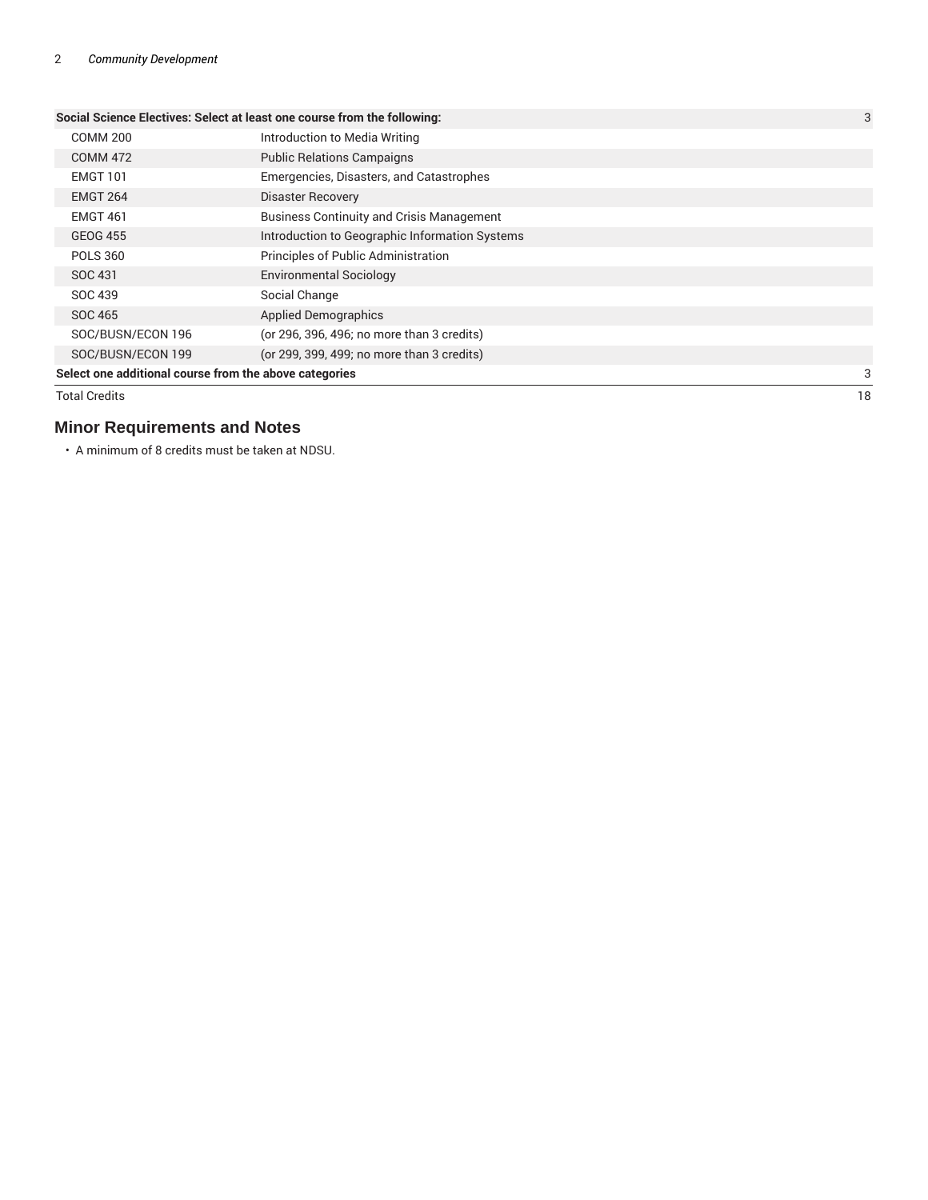| | | |
|---|---|---|
| **Social Science Electives: Select at least one course from the following:** | | 3 |
| COMM 200 | Introduction to Media Writing | |
| COMM 472 | Public Relations Campaigns | |
| EMGT 101 | Emergencies, Disasters, and Catastrophes | |
| EMGT 264 | Disaster Recovery | |
| EMGT 461 | Business Continuity and Crisis Management | |
| GEOG 455 | Introduction to Geographic Information Systems | |
| POLS 360 | Principles of Public Administration | |
| SOC 431 | Environmental Sociology | |
| SOC 439 | Social Change | |
| SOC 465 | Applied Demographics | |
| SOC/BUSN/ECON 196 | (or 296, 396, 496; no more than 3 credits) | |
| SOC/BUSN/ECON 199 | (or 299, 399, 499; no more than 3 credits) | |
| **Select one additional course from the above categories** | | 3 |
| Total Credits | | 18 |

## Minor Requirements and Notes

- A minimum of 8 credits must be taken at NDSU.